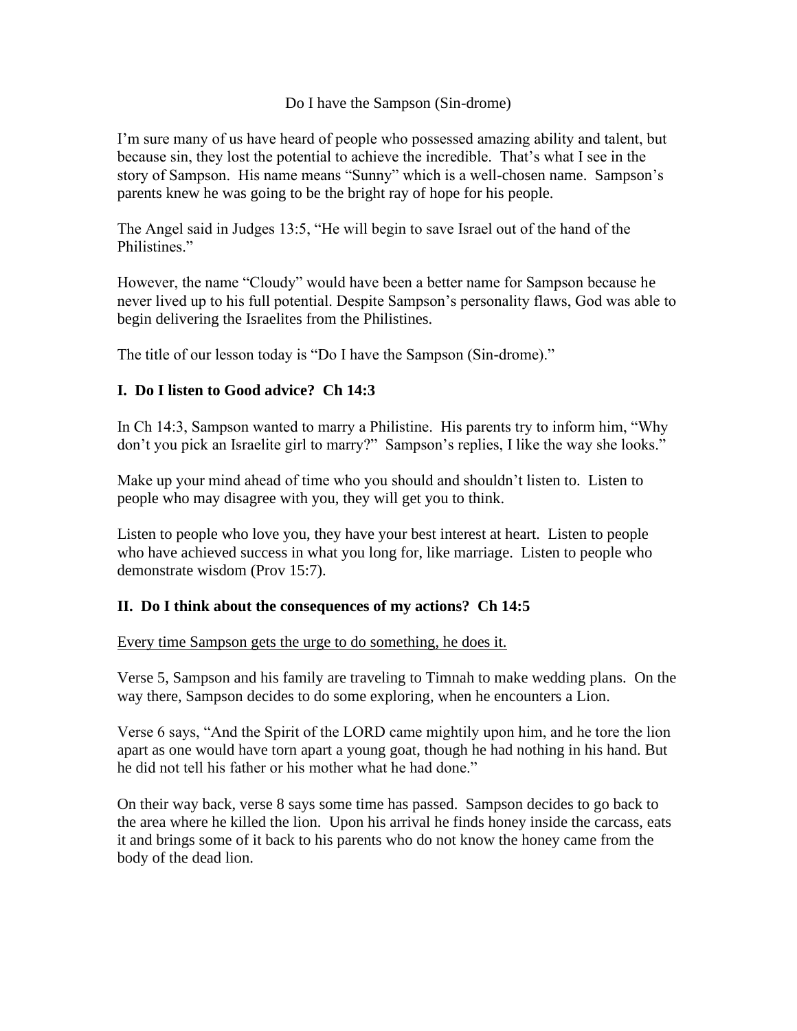Do I have the Sampson (Sin-drome)

I'm sure many of us have heard of people who possessed amazing ability and talent, but because sin, they lost the potential to achieve the incredible. That's what I see in the story of Sampson. His name means "Sunny" which is a well-chosen name. Sampson's parents knew he was going to be the bright ray of hope for his people.

The Angel said in Judges 13:5, "He will begin to save Israel out of the hand of the Philistines."

However, the name "Cloudy" would have been a better name for Sampson because he never lived up to his full potential. Despite Sampson's personality flaws, God was able to begin delivering the Israelites from the Philistines.

The title of our lesson today is "Do I have the Sampson (Sin-drome)."

## I. Do I listen to Good advice? Ch 14:3

In Ch 14:3, Sampson wanted to marry a Philistine. His parents try to inform him, "Why don't you pick an Israelite girl to marry?" Sampson's replies, I like the way she looks."

Make up your mind ahead of time who you should and shouldn't listen to. Listen to people who may disagree with you, they will get you to think.

Listen to people who love you, they have your best interest at heart. Listen to people who have achieved success in what you long for, like marriage. Listen to people who demonstrate wisdom (Prov 15:7).

## II. Do I think about the consequences of my actions? Ch 14:5

<u>Every time Sampson gets the urge to do something, he does it.</u>

Verse 5, Sampson and his family are traveling to Timnah to make wedding plans. On the way there, Sampson decides to do some exploring, when he encounters a Lion.

Verse 6 says, "And the Spirit of the LORD came mightily upon him, and he tore the lion apart as one would have torn apart a young goat, though he had nothing in his hand. But he did not tell his father or his mother what he had done."

On their way back, verse 8 says some time has passed. Sampson decides to go back to the area where he killed the lion. Upon his arrival he finds honey inside the carcass, eats it and brings some of it back to his parents who do not know the honey came from the body of the dead lion.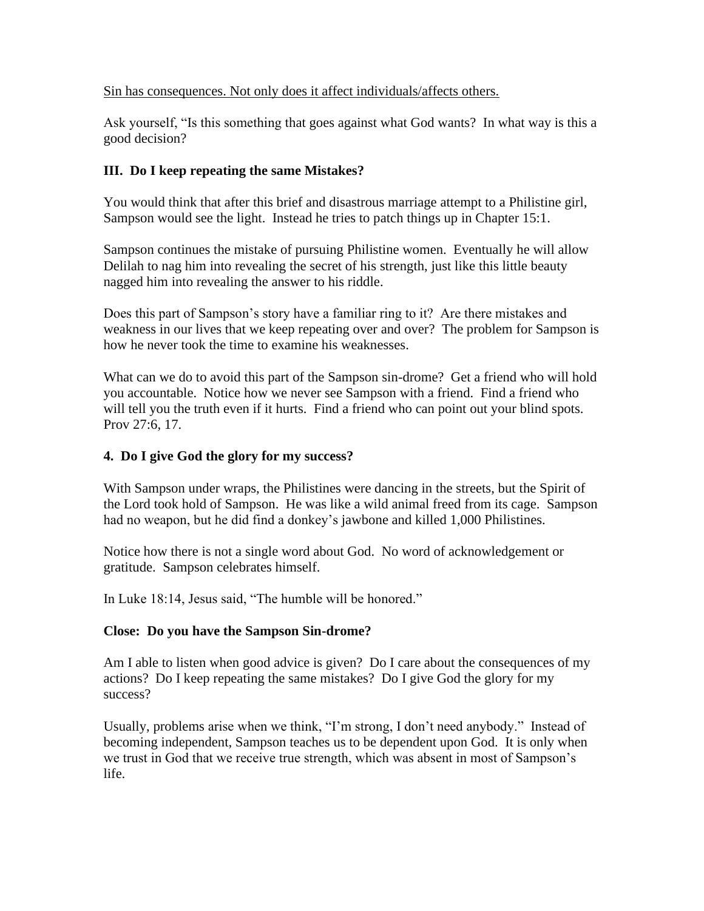<u>Sin has consequences. Not only does it affect individuals/affects others.</u>

Ask yourself, "Is this something that goes against what God wants? In what way is this a good decision?

**III. Do I keep repeating the same Mistakes?**

You would think that after this brief and disastrous marriage attempt to a Philistine girl, Sampson would see the light. Instead he tries to patch things up in Chapter 15:1.

Sampson continues the mistake of pursuing Philistine women. Eventually he will allow Delilah to nag him into revealing the secret of his strength, just like this little beauty nagged him into revealing the answer to his riddle.

Does this part of Sampson's story have a familiar ring to it? Are there mistakes and weakness in our lives that we keep repeating over and over? The problem for Sampson is how he never took the time to examine his weaknesses.

What can we do to avoid this part of the Sampson sin-drome? Get a friend who will hold you accountable. Notice how we never see Sampson with a friend. Find a friend who will tell you the truth even if it hurts. Find a friend who can point out your blind spots. Prov 27:6, 17.

**4. Do I give God the glory for my success?**

With Sampson under wraps, the Philistines were dancing in the streets, but the Spirit of the Lord took hold of Sampson. He was like a wild animal freed from its cage. Sampson had no weapon, but he did find a donkey's jawbone and killed 1,000 Philistines.

Notice how there is not a single word about God. No word of acknowledgement or gratitude. Sampson celebrates himself.

In Luke 18:14, Jesus said, "The humble will be honored."

**Close: Do you have the Sampson Sin-drome?**

Am I able to listen when good advice is given? Do I care about the consequences of my actions? Do I keep repeating the same mistakes? Do I give God the glory for my success?

Usually, problems arise when we think, "I'm strong, I don't need anybody." Instead of becoming independent, Sampson teaches us to be dependent upon God. It is only when we trust in God that we receive true strength, which was absent in most of Sampson's life.